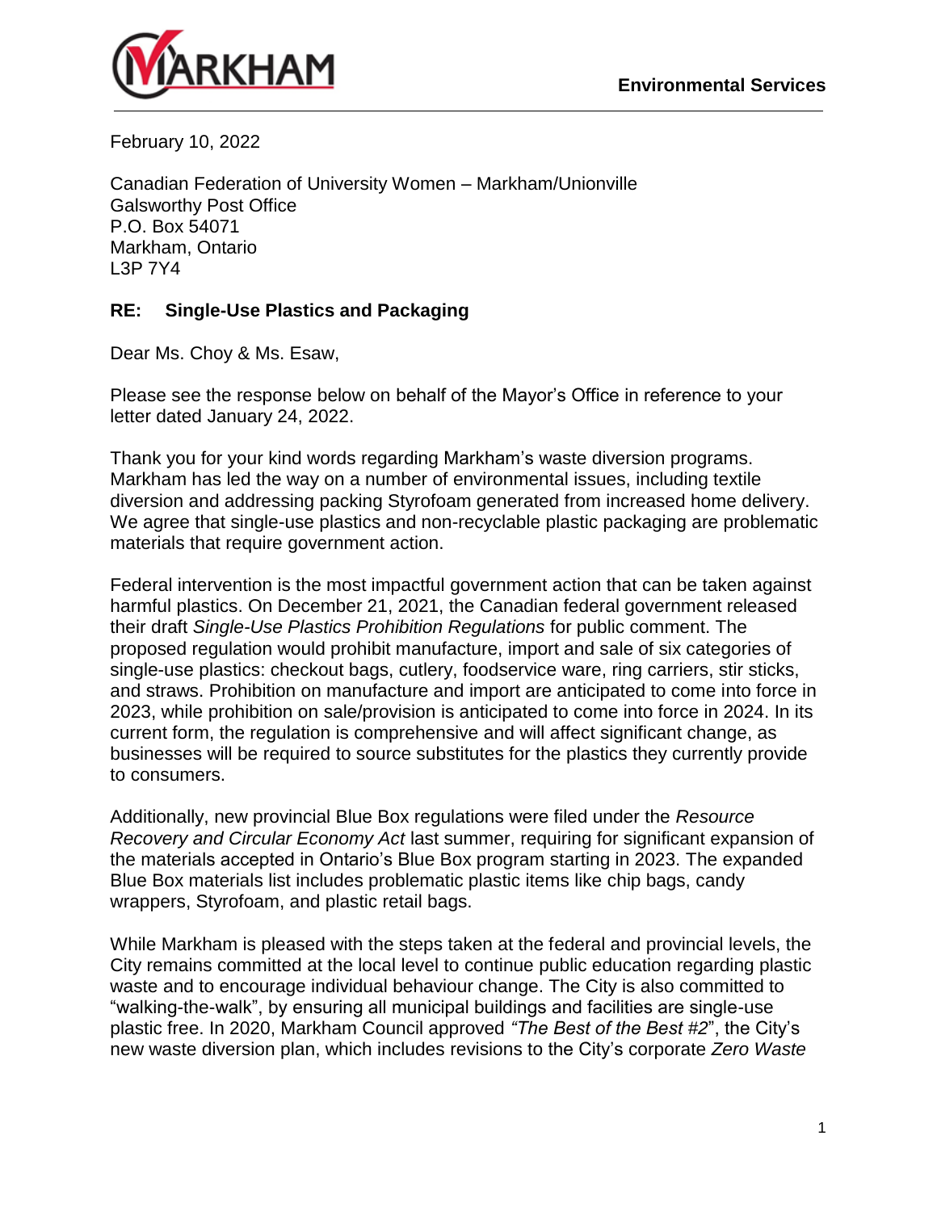**Environmental Services**

February 10, 2022

Canadian Federation of University Women – Markham/Unionville
Galsworthy Post Office
P.O. Box 54071
Markham, Ontario
L3P 7Y4

**RE: Single-Use Plastics and Packaging**

Dear Ms. Choy & Ms. Esaw,

Please see the response below on behalf of the Mayor's Office in reference to your letter dated January 24, 2022.

Thank you for your kind words regarding Markham's waste diversion programs. Markham has led the way on a number of environmental issues, including textile diversion and addressing packing Styrofoam generated from increased home delivery. We agree that single-use plastics and non-recyclable plastic packaging are problematic materials that require government action.

Federal intervention is the most impactful government action that can be taken against harmful plastics. On December 21, 2021, the Canadian federal government released their draft *Single-Use Plastics Prohibition Regulations* for public comment. The proposed regulation would prohibit manufacture, import and sale of six categories of single-use plastics: checkout bags, cutlery, foodservice ware, ring carriers, stir sticks, and straws. Prohibition on manufacture and import are anticipated to come into force in 2023, while prohibition on sale/provision is anticipated to come into force in 2024. In its current form, the regulation is comprehensive and will affect significant change, as businesses will be required to source substitutes for the plastics they currently provide to consumers.

Additionally, new provincial Blue Box regulations were filed under the *Resource Recovery and Circular Economy Act* last summer, requiring for significant expansion of the materials accepted in Ontario's Blue Box program starting in 2023. The expanded Blue Box materials list includes problematic plastic items like chip bags, candy wrappers, Styrofoam, and plastic retail bags.

While Markham is pleased with the steps taken at the federal and provincial levels, the City remains committed at the local level to continue public education regarding plastic waste and to encourage individual behaviour change. The City is also committed to "walking-the-walk", by ensuring all municipal buildings and facilities are single-use plastic free. In 2020, Markham Council approved *"The Best of the Best #2*", the City's new waste diversion plan, which includes revisions to the City's corporate *Zero Waste*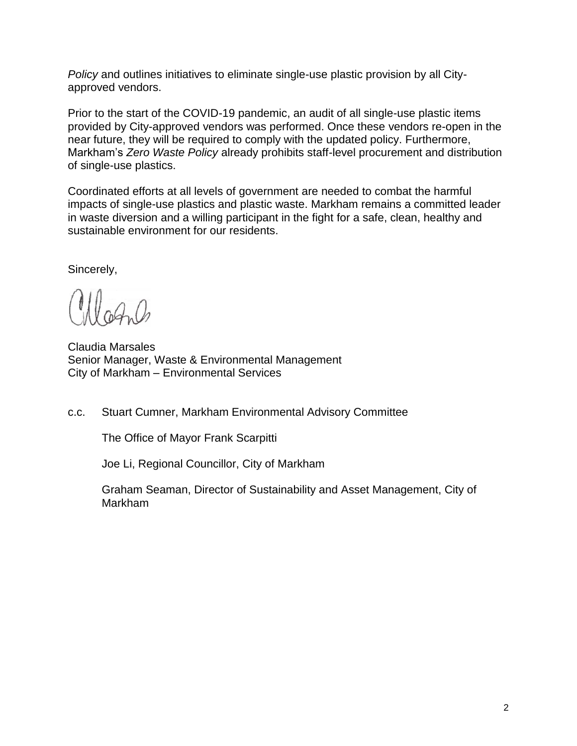*Policy* and outlines initiatives to eliminate single-use plastic provision by all City-approved vendors.

Prior to the start of the COVID-19 pandemic, an audit of all single-use plastic items provided by City-approved vendors was performed. Once these vendors re-open in the near future, they will be required to comply with the updated policy. Furthermore, Markham's *Zero Waste Policy* already prohibits staff-level procurement and distribution of single-use plastics.

Coordinated efforts at all levels of government are needed to combat the harmful impacts of single-use plastics and plastic waste. Markham remains a committed leader in waste diversion and a willing participant in the fight for a safe, clean, healthy and sustainable environment for our residents.

Sincerely,

Claudia Marsales
Senior Manager, Waste & Environmental Management
City of Markham – Environmental Services

c.c. Stuart Cumner, Markham Environmental Advisory Committee

The Office of Mayor Frank Scarpitti

Joe Li, Regional Councillor, City of Markham

Graham Seaman, Director of Sustainability and Asset Management, City of Markham